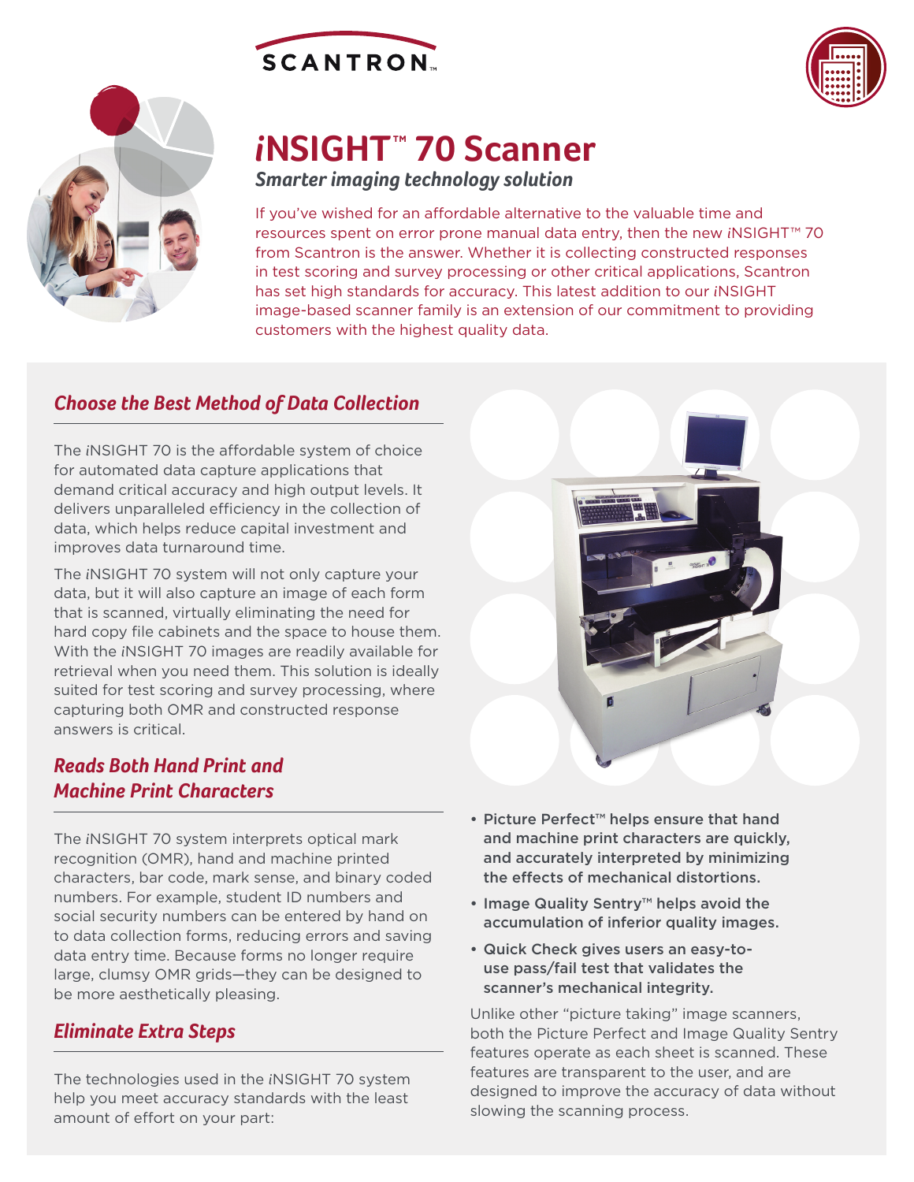SCANTRON

# *i*NSIGHT™ 70 Scanner

### *Smarter imaging technology solution*

If you've wished for an affordable alternative to the valuable time and resources spent on error prone manual data entry, then the new *i*NSIGHT™ 70 from Scantron is the answer. Whether it is collecting constructed responses in test scoring and survey processing or other critical applications, Scantron has set high standards for accuracy. This latest addition to our *i*NSIGHT image-based scanner family is an extension of our commitment to providing customers with the highest quality data.

## *Choose the Best Method of Data Collection*

The *i*NSIGHT 70 is the affordable system of choice for automated data capture applications that demand critical accuracy and high output levels. It delivers unparalleled efficiency in the collection of data, which helps reduce capital investment and improves data turnaround time.

The *i*NSIGHT 70 system will not only capture your data, but it will also capture an image of each form that is scanned, virtually eliminating the need for hard copy file cabinets and the space to house them. With the *i*NSIGHT 70 images are readily available for retrieval when you need them. This solution is ideally suited for test scoring and survey processing, where capturing both OMR and constructed response answers is critical.

## *Reads Both Hand Print and Machine Print Characters*

The *i*NSIGHT 70 system interprets optical mark recognition (OMR), hand and machine printed characters, bar code, mark sense, and binary coded numbers. For example, student ID numbers and social security numbers can be entered by hand on to data collection forms, reducing errors and saving data entry time. Because forms no longer require large, clumsy OMR grids—they can be designed to be more aesthetically pleasing.

## *Eliminate Extra Steps*

The technologies used in the *i*NSIGHT 70 system help you meet accuracy standards with the least amount of effort on your part:

- **Picture Perfect™ helps ensure that hand and machine print characters are quickly, and accurately interpreted by minimizing the effects of mechanical distortions.**
- **Image Quality Sentry™ helps avoid the accumulation of inferior quality images.**
- **Quick Check gives users an easy-to-use pass/fail test that validates the scanner's mechanical integrity.**

Unlike other "picture taking" image scanners, both the Picture Perfect and Image Quality Sentry features operate as each sheet is scanned. These features are transparent to the user, and are designed to improve the accuracy of data without slowing the scanning process.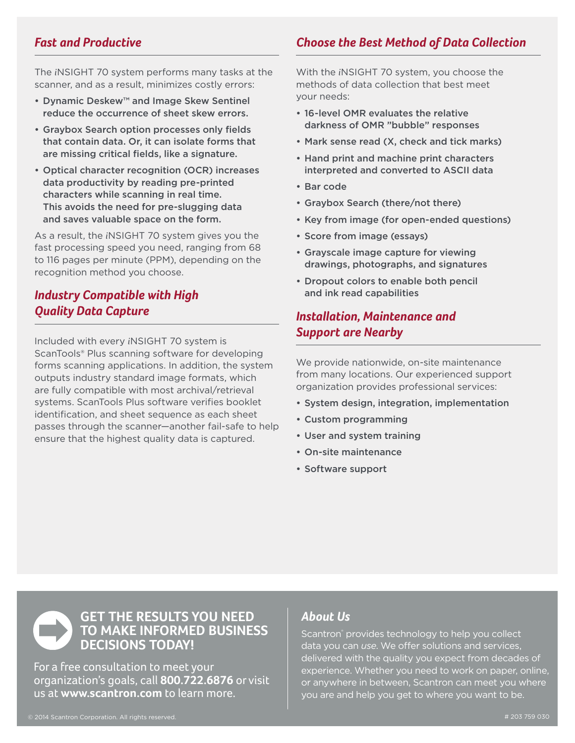## *Fast and Productive*

The *i*NSIGHT 70 system performs many tasks at the scanner, and as a result, minimizes costly errors:

- Dynamic Deskew™ and Image Skew Sentinel reduce the occurrence of sheet skew errors.
- Graybox Search option processes only fields that contain data. Or, it can isolate forms that are missing critical fields, like a signature.
- Optical character recognition (OCR) increases data productivity by reading pre-printed characters while scanning in real time. This avoids the need for pre-slugging data and saves valuable space on the form.

As a result, the *i*NSIGHT 70 system gives you the fast processing speed you need, ranging from 68 to 116 pages per minute (PPM), depending on the recognition method you choose.

## *Industry Compatible with High Quality Data Capture*

Included with every *i*NSIGHT 70 system is ScanTools® Plus scanning software for developing forms scanning applications. In addition, the system outputs industry standard image formats, which are fully compatible with most archival/retrieval systems. ScanTools Plus software verifies booklet identification, and sheet sequence as each sheet passes through the scanner—another fail-safe to help ensure that the highest quality data is captured.

## *Choose the Best Method of Data Collection*

With the *i*NSIGHT 70 system, you choose the methods of data collection that best meet your needs:

- 16-level OMR evaluates the relative darkness of OMR "bubble" responses
- Mark sense read (X, check and tick marks)
- Hand print and machine print characters interpreted and converted to ASCII data
- Bar code
- Graybox Search (there/not there)
- Key from image (for open-ended questions)
- Score from image (essays)
- Grayscale image capture for viewing drawings, photographs, and signatures
- Dropout colors to enable both pencil and ink read capabilities

## *Installation, Maintenance and Support are Nearby*

We provide nationwide, on-site maintenance from many locations. Our experienced support organization provides professional services:

- System design, integration, implementation
- Custom programming
- User and system training
- On-site maintenance
- Software support

## GET THE RESULTS YOU NEED TO MAKE INFORMED BUSINESS DECISIONS TODAY!

For a free consultation to meet your organization's goals, call **800.722.6876** or visit us at **www.scantron.com** to learn more.

## *About Us*

Scantron® provides technology to help you collect data you can *use*. We offer solutions and services, delivered with the quality you expect from decades of experience. Whether you need to work on paper, online, or anywhere in between, Scantron can meet you where you are and help you get to where you want to be.

© 2014 Scantron Corporation. All rights reserved.

# 203 759 030